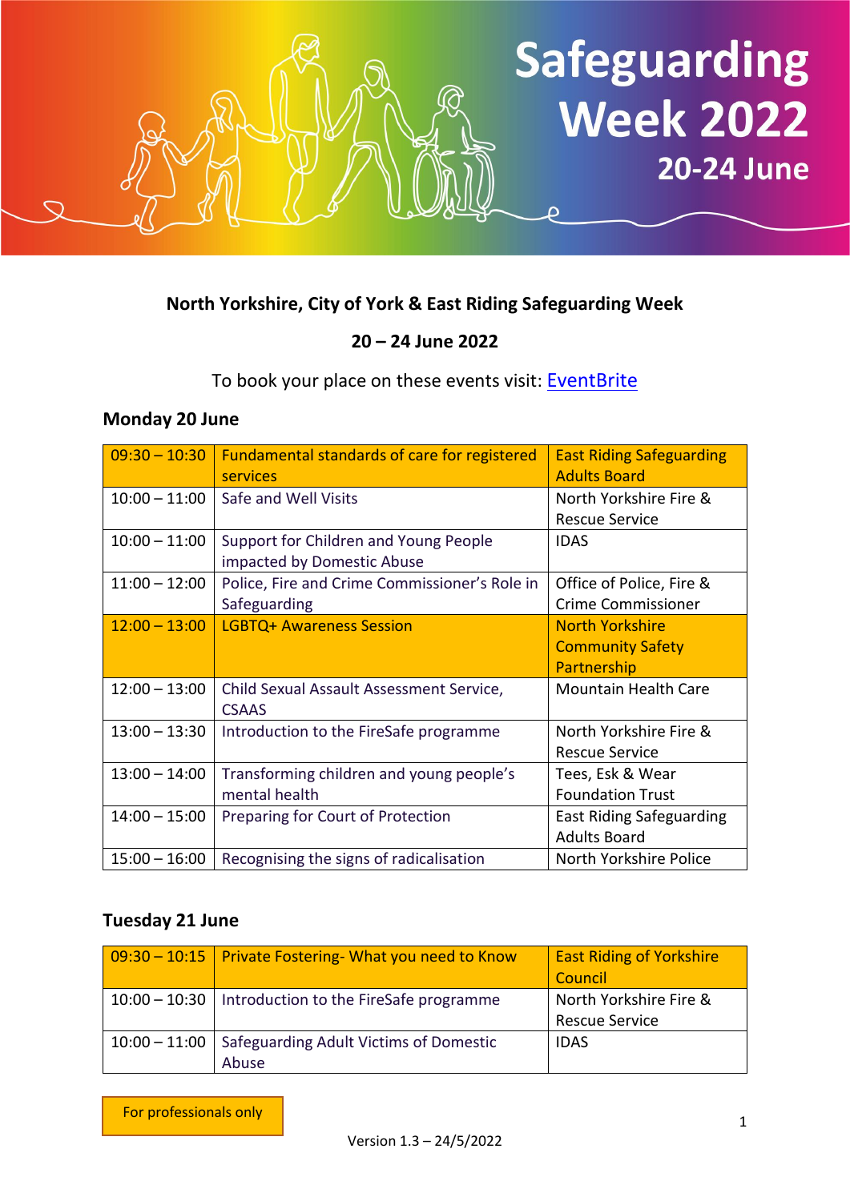# Safeguarding Week 2022

## 20-24 June

**North Yorkshire, City of York & East Riding Safeguarding Week**

**20 – 24 June 2022**

To book your place on these events visit: [EventBrite]()

### Monday 20 June

| Time | Event | Organiser |
|---|---|---|
| 09:30 – 10:30 | Fundamental standards of care for registered services | East Riding Safeguarding Adults Board |
| 10:00 – 11:00 | Safe and Well Visits | North Yorkshire Fire & Rescue Service |
| 10:00 – 11:00 | Support for Children and Young People impacted by Domestic Abuse | IDAS |
| 11:00 – 12:00 | Police, Fire and Crime Commissioner's Role in Safeguarding | Office of Police, Fire & Crime Commissioner |
| 12:00 – 13:00 | LGBTQ+ Awareness Session | North Yorkshire Community Safety Partnership |
| 12:00 – 13:00 | Child Sexual Assault Assessment Service, CSAAS | Mountain Health Care |
| 13:00 – 13:30 | Introduction to the FireSafe programme | North Yorkshire Fire & Rescue Service |
| 13:00 – 14:00 | Transforming children and young people's mental health | Tees, Esk & Wear Foundation Trust |
| 14:00 – 15:00 | Preparing for Court of Protection | East Riding Safeguarding Adults Board |
| 15:00 – 16:00 | Recognising the signs of radicalisation | North Yorkshire Police |

### Tuesday 21 June

| Time | Event | Organiser |
|---|---|---|
| 09:30 – 10:15 | Private Fostering- What you need to Know | East Riding of Yorkshire Council |
| 10:00 – 10:30 | Introduction to the FireSafe programme | North Yorkshire Fire & Rescue Service |
| 10:00 – 11:00 | Safeguarding Adult Victims of Domestic Abuse | IDAS |

For professionals only

Version 1.3 – 24/5/2022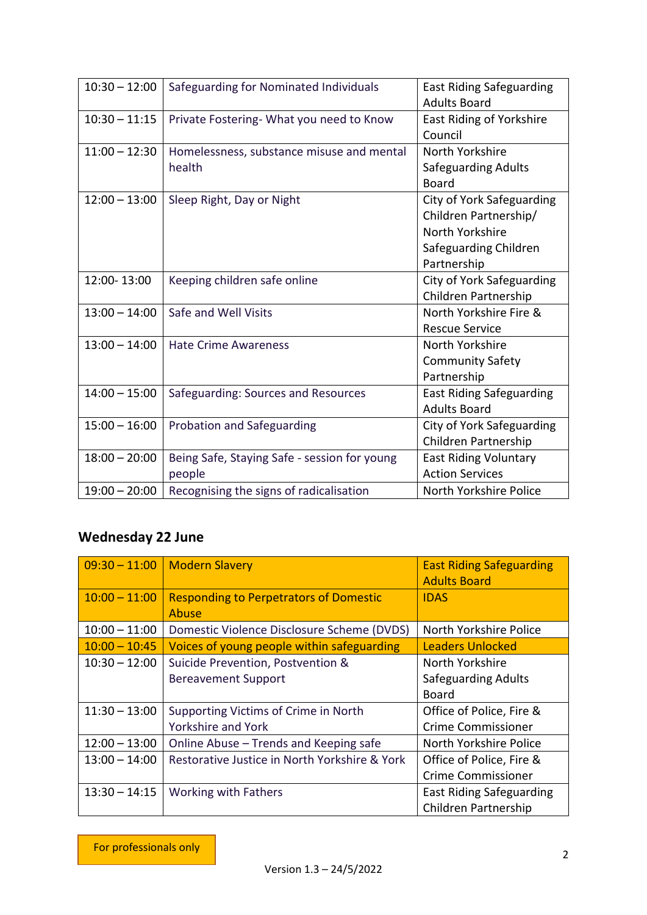| | | |
|---|---|---|
| 10:30 – 12:00 | Safeguarding for Nominated Individuals | East Riding Safeguarding Adults Board |
| 10:30 – 11:15 | Private Fostering- What you need to Know | East Riding of Yorkshire Council |
| 11:00 – 12:30 | Homelessness, substance misuse and mental health | North Yorkshire Safeguarding Adults Board |
| 12:00 – 13:00 | Sleep Right, Day or Night | City of York Safeguarding Children Partnership/ North Yorkshire Safeguarding Children Partnership |
| 12:00- 13:00 | Keeping children safe online | City of York Safeguarding Children Partnership |
| 13:00 – 14:00 | Safe and Well Visits | North Yorkshire Fire & Rescue Service |
| 13:00 – 14:00 | Hate Crime Awareness | North Yorkshire Community Safety Partnership |
| 14:00 – 15:00 | Safeguarding: Sources and Resources | East Riding Safeguarding Adults Board |
| 15:00 – 16:00 | Probation and Safeguarding | City of York Safeguarding Children Partnership |
| 18:00 – 20:00 | Being Safe, Staying Safe - session for young people | East Riding Voluntary Action Services |
| 19:00 – 20:00 | Recognising the signs of radicalisation | North Yorkshire Police |

## Wednesday 22 June

| | | |
|---|---|---|
| 09:30 – 11:00 | Modern Slavery | East Riding Safeguarding Adults Board |
| 10:00 – 11:00 | Responding to Perpetrators of Domestic Abuse | IDAS |
| 10:00 – 11:00 | Domestic Violence Disclosure Scheme (DVDS) | North Yorkshire Police |
| 10:00 – 10:45 | Voices of young people within safeguarding | Leaders Unlocked |
| 10:30 – 12:00 | Suicide Prevention, Postvention & Bereavement Support | North Yorkshire Safeguarding Adults Board |
| 11:30 – 13:00 | Supporting Victims of Crime in North Yorkshire and York | Office of Police, Fire & Crime Commissioner |
| 12:00 – 13:00 | Online Abuse – Trends and Keeping safe | North Yorkshire Police |
| 13:00 – 14:00 | Restorative Justice in North Yorkshire & York | Office of Police, Fire & Crime Commissioner |
| 13:30 – 14:15 | Working with Fathers | East Riding Safeguarding Children Partnership |

For professionals only

Version 1.3 – 24/5/2022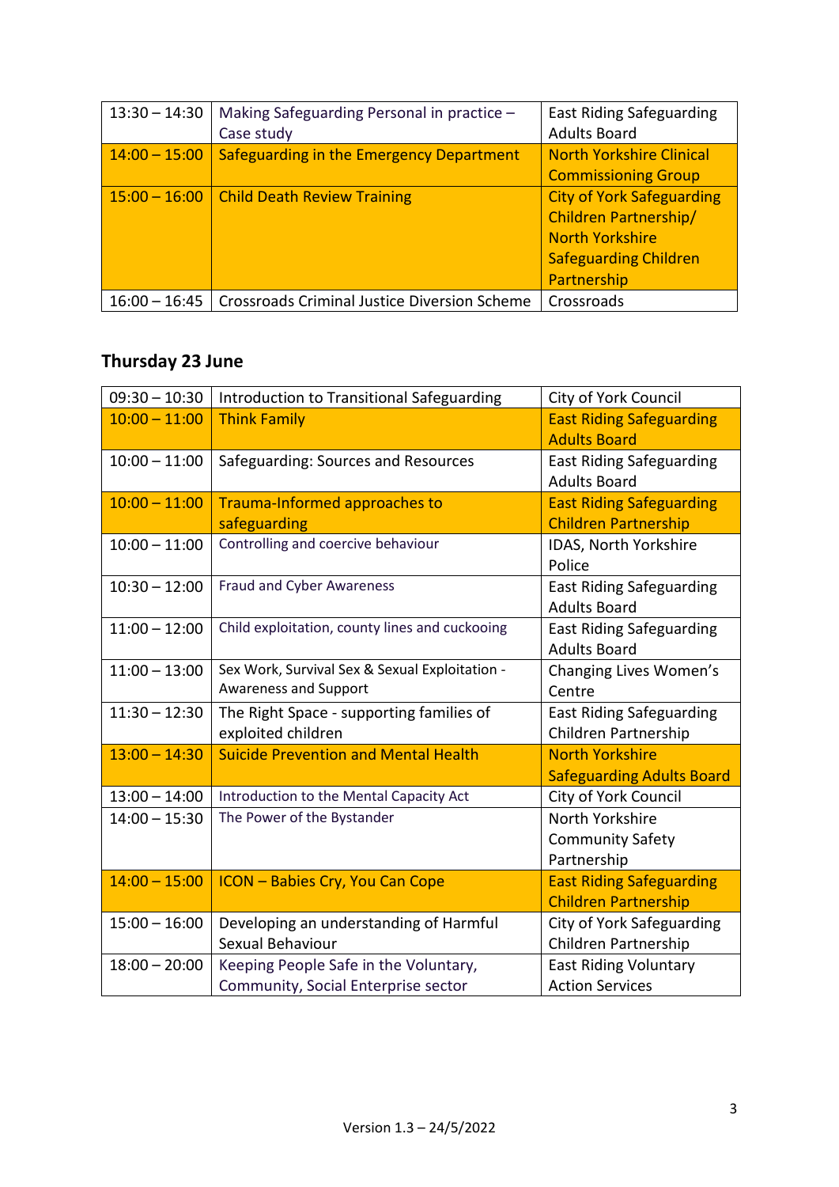| 13:30 – 14:30 | Making Safeguarding Personal in practice – Case study | East Riding Safeguarding Adults Board |
|---|---|---|
| 14:00 – 15:00 | Safeguarding in the Emergency Department | North Yorkshire Clinical Commissioning Group |
| 15:00 – 16:00 | Child Death Review Training | City of York Safeguarding Children Partnership/ North Yorkshire Safeguarding Children Partnership |
| 16:00 – 16:45 | Crossroads Criminal Justice Diversion Scheme | Crossroads |

## Thursday 23 June

| 09:30 – 10:30 | Introduction to Transitional Safeguarding | City of York Council |
|---|---|---|
| 10:00 – 11:00 | Think Family | East Riding Safeguarding Adults Board |
| 10:00 – 11:00 | Safeguarding: Sources and Resources | East Riding Safeguarding Adults Board |
| 10:00 – 11:00 | Trauma-Informed approaches to safeguarding | East Riding Safeguarding Children Partnership |
| 10:00 – 11:00 | Controlling and coercive behaviour | IDAS, North Yorkshire Police |
| 10:30 – 12:00 | Fraud and Cyber Awareness | East Riding Safeguarding Adults Board |
| 11:00 – 12:00 | Child exploitation, county lines and cuckooing | East Riding Safeguarding Adults Board |
| 11:00 – 13:00 | Sex Work, Survival Sex & Sexual Exploitation - Awareness and Support | Changing Lives Women's Centre |
| 11:30 – 12:30 | The Right Space - supporting families of exploited children | East Riding Safeguarding Children Partnership |
| 13:00 – 14:30 | Suicide Prevention and Mental Health | North Yorkshire Safeguarding Adults Board |
| 13:00 – 14:00 | Introduction to the Mental Capacity Act | City of York Council |
| 14:00 – 15:30 | The Power of the Bystander | North Yorkshire Community Safety Partnership |
| 14:00 – 15:00 | ICON – Babies Cry, You Can Cope | East Riding Safeguarding Children Partnership |
| 15:00 – 16:00 | Developing an understanding of Harmful Sexual Behaviour | City of York Safeguarding Children Partnership |
| 18:00 – 20:00 | Keeping People Safe in the Voluntary, Community, Social Enterprise sector | East Riding Voluntary Action Services |

Version 1.3 – 24/5/2022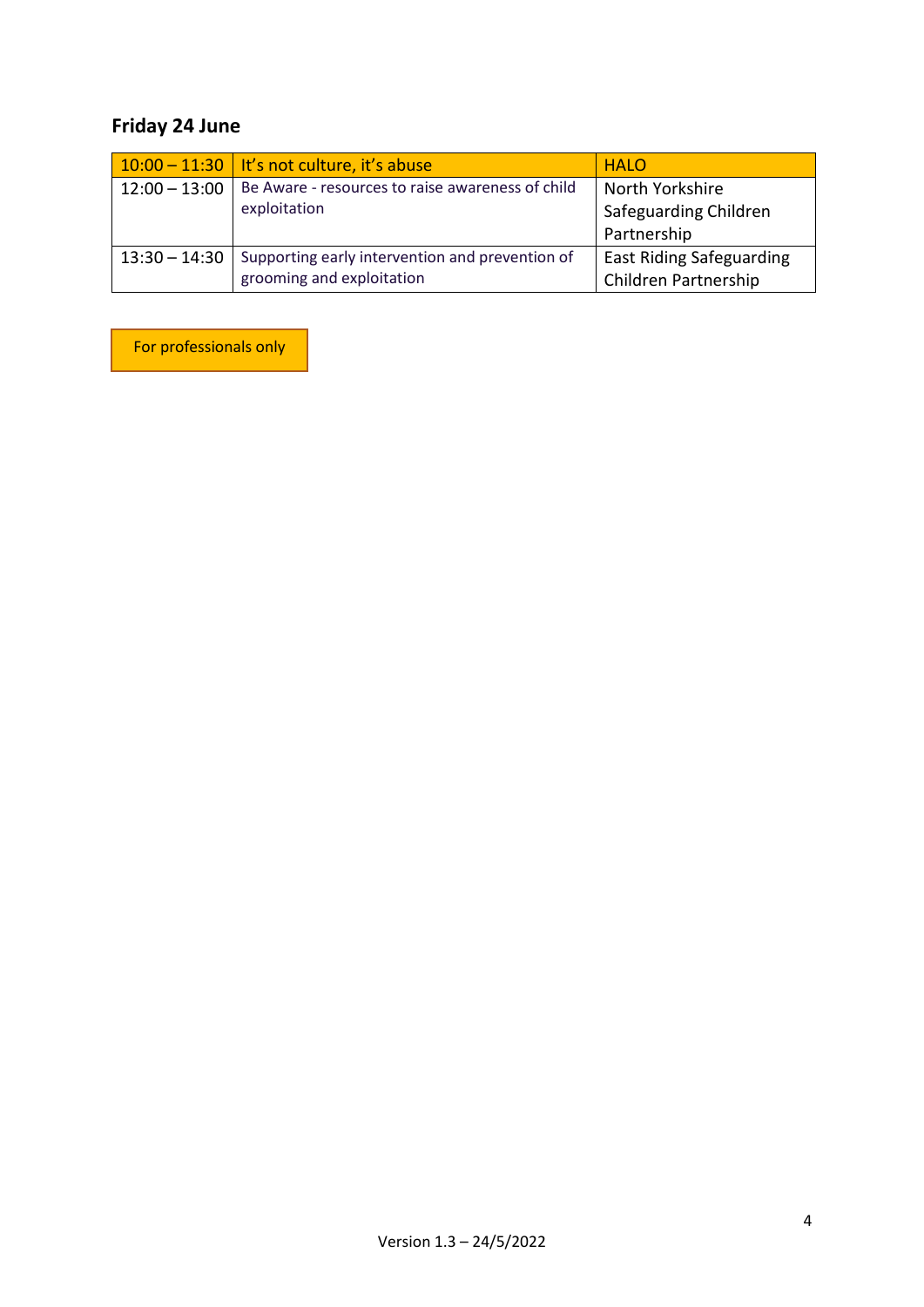## Friday 24 June

| | | |
|---|---|---|
| 10:00 – 11:30 | It's not culture, it's abuse | HALO |
| 12:00 – 13:00 | Be Aware - resources to raise awareness of child exploitation | North Yorkshire Safeguarding Children Partnership |
| 13:30 – 14:30 | Supporting early intervention and prevention of grooming and exploitation | East Riding Safeguarding Children Partnership |

For professionals only

Version 1.3 – 24/5/2022